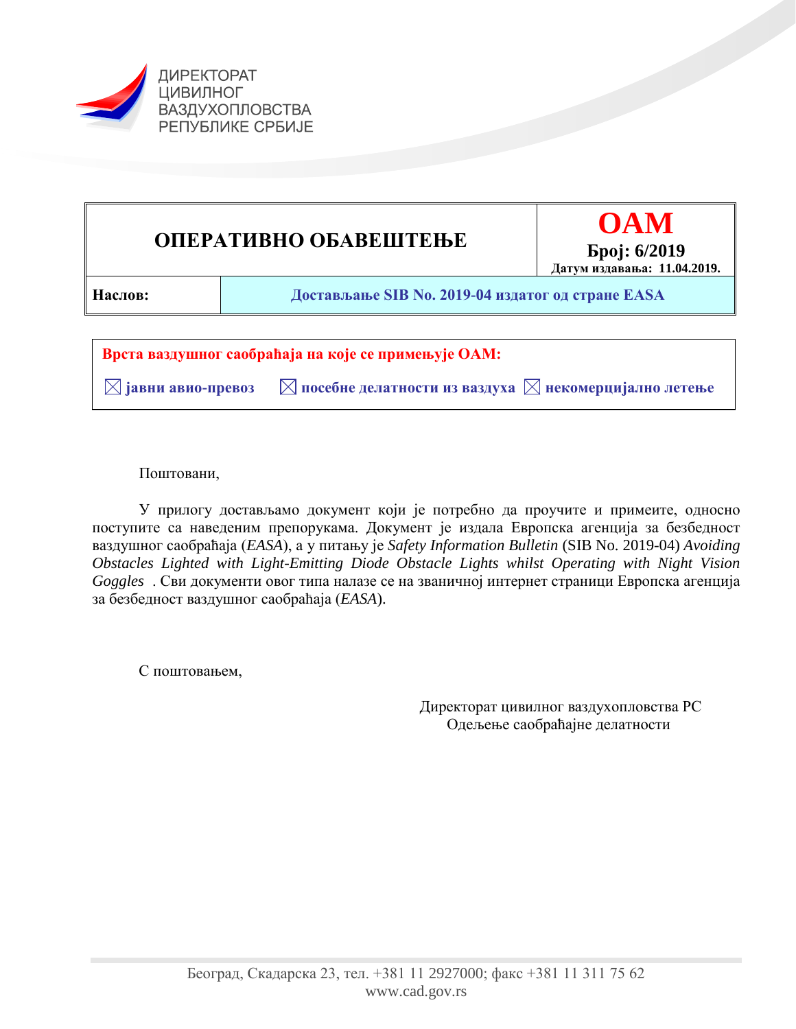ДИРЕКТОРАТ
ЦИВИЛНОГ
ВАЗДУХОПЛОВСТВА
РЕПУБЛИКЕ СРБИЈЕ

| **ОПЕРАТИВНО ОБАВЕШТЕЊЕ** | **ОАМ**<br>**Број: 6/2019**<br>**Датум издавања: 11.04.2019.** |
|---|---|
| **Наслов:** | **Достављање SIB No. 2019-04 издатог од стране EASA** |

**Врста ваздушног саобраћаја на које се примењује ОАМ:**

☒ **јавни авио-превоз** ☒ **посебне делатности из ваздуха** ☒ **некомерцијално летење**

Поштовани,

У прилогу достављамо документ који је потребно да проучите и примеите, односно поступите са наведеним препорукама. Документ је издала Европска агенција за безбедност ваздушног саобраћаја (*EASA*), а у питању је *Safety Information Bulletin* (SIB No. 2019-04) *Avoiding Obstacles Lighted with Light-Emitting Diode Obstacle Lights whilst Operating with Night Vision Goggles* . Сви документи овог типа налазе се на званичној интернет страници Европска агенција за безбедност ваздушног саобраћаја (*EASA*).

С поштовањем,

Директорат цивилног ваздухопловства РС
Одељење саобраћајне делатности

Београд, Скадарска 23, тел. +381 11 2927000; факс +381 11 311 75 62
www.cad.gov.rs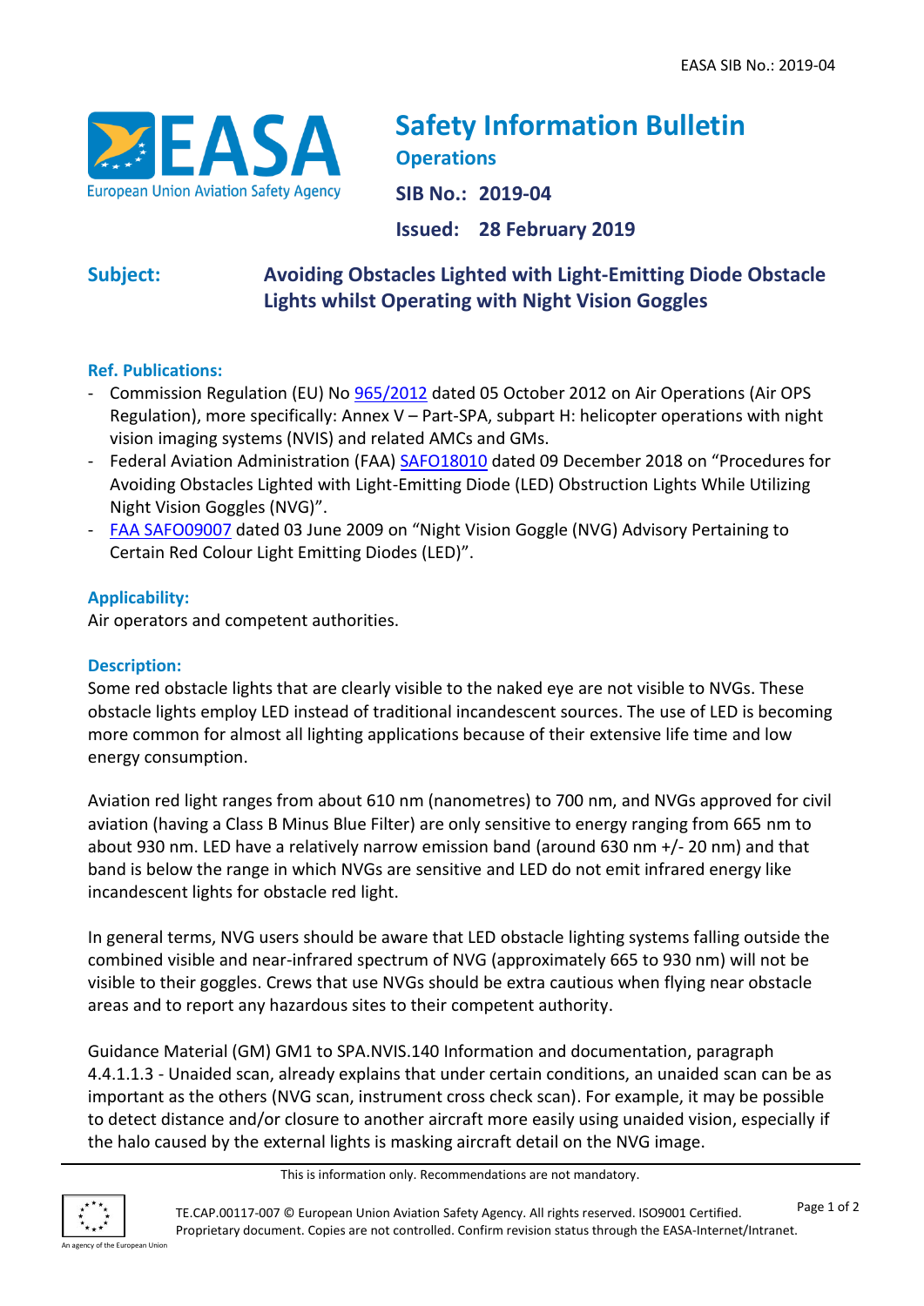# Safety Information Bulletin

**Operations**

**SIB No.: 2019-04**

**Issued: 28 February 2019**

**Subject:** **Avoiding Obstacles Lighted with Light-Emitting Diode Obstacle Lights whilst Operating with Night Vision Goggles**

## Ref. Publications:

- Commission Regulation (EU) No 965/2012 dated 05 October 2012 on Air Operations (Air OPS Regulation), more specifically: Annex V – Part-SPA, subpart H: helicopter operations with night vision imaging systems (NVIS) and related AMCs and GMs.
- Federal Aviation Administration (FAA) SAFO18010 dated 09 December 2018 on "Procedures for Avoiding Obstacles Lighted with Light-Emitting Diode (LED) Obstruction Lights While Utilizing Night Vision Goggles (NVG)".
- FAA SAFO09007 dated 03 June 2009 on "Night Vision Goggle (NVG) Advisory Pertaining to Certain Red Colour Light Emitting Diodes (LED)".

## Applicability:

Air operators and competent authorities.

## Description:

Some red obstacle lights that are clearly visible to the naked eye are not visible to NVGs. These obstacle lights employ LED instead of traditional incandescent sources. The use of LED is becoming more common for almost all lighting applications because of their extensive life time and low energy consumption.

Aviation red light ranges from about 610 nm (nanometres) to 700 nm, and NVGs approved for civil aviation (having a Class B Minus Blue Filter) are only sensitive to energy ranging from 665 nm to about 930 nm. LED have a relatively narrow emission band (around 630 nm +/- 20 nm) and that band is below the range in which NVGs are sensitive and LED do not emit infrared energy like incandescent lights for obstacle red light.

In general terms, NVG users should be aware that LED obstacle lighting systems falling outside the combined visible and near-infrared spectrum of NVG (approximately 665 to 930 nm) will not be visible to their goggles. Crews that use NVGs should be extra cautious when flying near obstacle areas and to report any hazardous sites to their competent authority.

Guidance Material (GM) GM1 to SPA.NVIS.140 Information and documentation, paragraph 4.4.1.1.3 - Unaided scan, already explains that under certain conditions, an unaided scan can be as important as the others (NVG scan, instrument cross check scan). For example, it may be possible to detect distance and/or closure to another aircraft more easily using unaided vision, especially if the halo caused by the external lights is masking aircraft detail on the NVG image.

This is information only. Recommendations are not mandatory.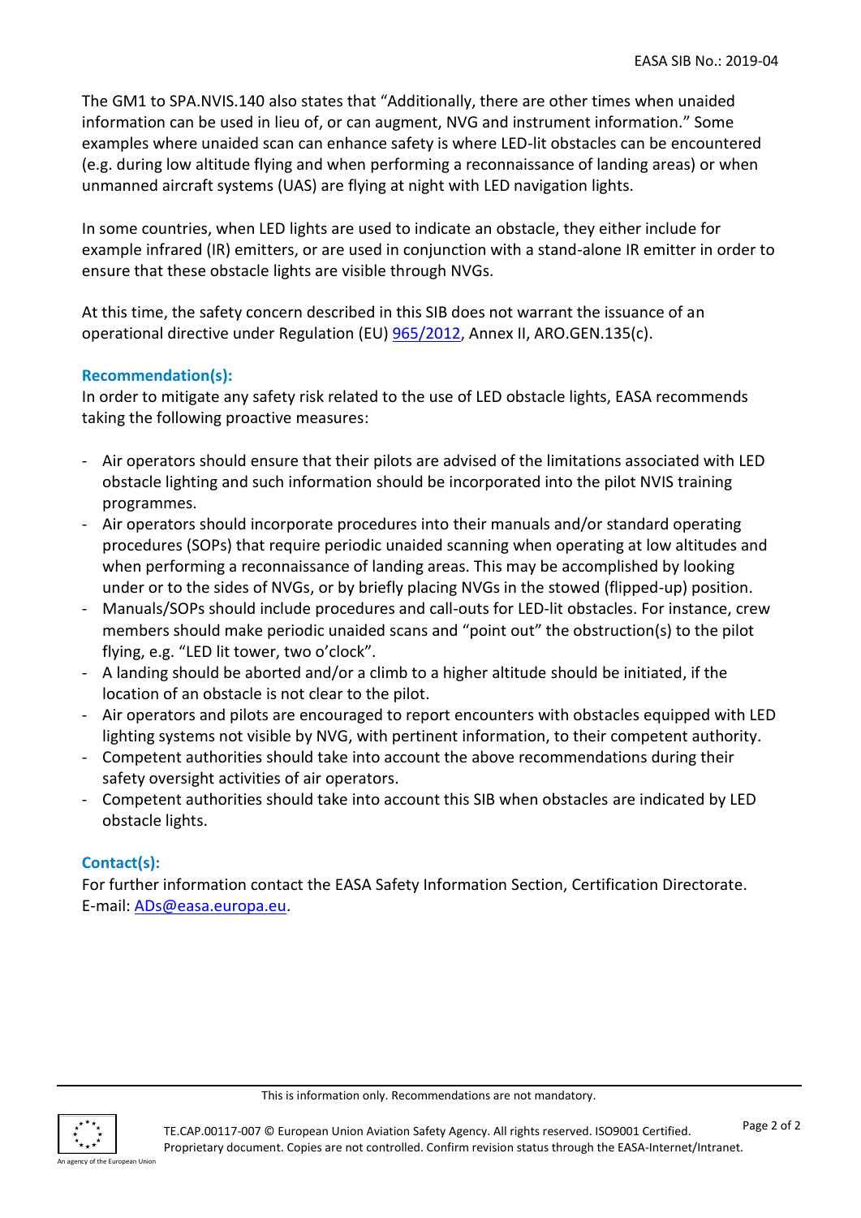The GM1 to SPA.NVIS.140 also states that "Additionally, there are other times when unaided information can be used in lieu of, or can augment, NVG and instrument information." Some examples where unaided scan can enhance safety is where LED-lit obstacles can be encountered (e.g. during low altitude flying and when performing a reconnaissance of landing areas) or when unmanned aircraft systems (UAS) are flying at night with LED navigation lights.

In some countries, when LED lights are used to indicate an obstacle, they either include for example infrared (IR) emitters, or are used in conjunction with a stand-alone IR emitter in order to ensure that these obstacle lights are visible through NVGs.

At this time, the safety concern described in this SIB does not warrant the issuance of an operational directive under Regulation (EU) 965/2012, Annex II, ARO.GEN.135(c).

### Recommendation(s):

In order to mitigate any safety risk related to the use of LED obstacle lights, EASA recommends taking the following proactive measures:

- Air operators should ensure that their pilots are advised of the limitations associated with LED obstacle lighting and such information should be incorporated into the pilot NVIS training programmes.
- Air operators should incorporate procedures into their manuals and/or standard operating procedures (SOPs) that require periodic unaided scanning when operating at low altitudes and when performing a reconnaissance of landing areas. This may be accomplished by looking under or to the sides of NVGs, or by briefly placing NVGs in the stowed (flipped-up) position.
- Manuals/SOPs should include procedures and call-outs for LED-lit obstacles. For instance, crew members should make periodic unaided scans and "point out" the obstruction(s) to the pilot flying, e.g. "LED lit tower, two o'clock".
- A landing should be aborted and/or a climb to a higher altitude should be initiated, if the location of an obstacle is not clear to the pilot.
- Air operators and pilots are encouraged to report encounters with obstacles equipped with LED lighting systems not visible by NVG, with pertinent information, to their competent authority.
- Competent authorities should take into account the above recommendations during their safety oversight activities of air operators.
- Competent authorities should take into account this SIB when obstacles are indicated by LED obstacle lights.

### Contact(s):

For further information contact the EASA Safety Information Section, Certification Directorate.
E-mail: ADs@easa.europa.eu.

This is information only. Recommendations are not mandatory.